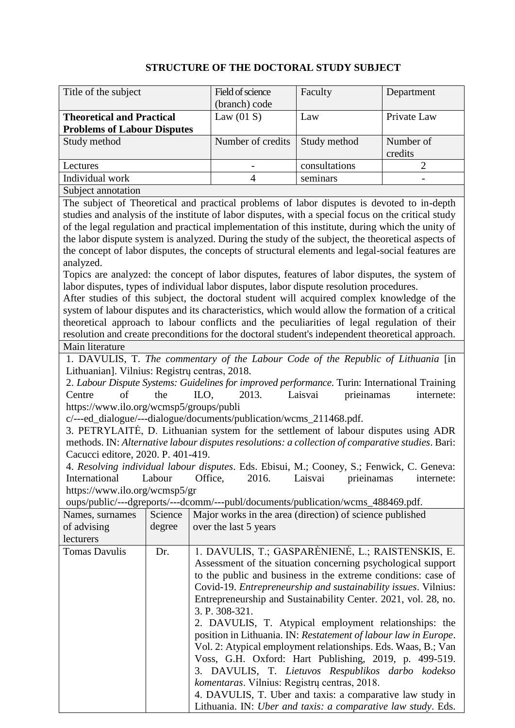## STRUCTURE OF THE DOCTORAL STUDY SUBJECT

| Title of the subject | Field of science (branch) code | Faculty | Department |
|---|---|---|---|
| **Theoretical and Practical Problems of Labour Disputes** | Law (01 S) | Law | Private Law |
| Study method | Number of credits | Study method | Number of credits |
| Lectures | - | consultations | 2 |
| Individual work | 4 | seminars | - |

**Subject annotation**

The subject of Theoretical and practical problems of labor disputes is devoted to in-depth studies and analysis of the institute of labor disputes, with a special focus on the critical study of the legal regulation and practical implementation of this institute, during which the unity of the labor dispute system is analyzed. During the study of the subject, the theoretical aspects of the concept of labor disputes, the concepts of structural elements and legal-social features are analyzed.

Topics are analyzed: the concept of labor disputes, features of labor disputes, the system of labor disputes, types of individual labor disputes, labor dispute resolution procedures.

After studies of this subject, the doctoral student will acquired complex knowledge of the system of labour disputes and its characteristics, which would allow the formation of a critical theoretical approach to labour conflicts and the peculiarities of legal regulation of their resolution and create preconditions for the doctoral student's independent theoretical approach.

**Main literature**

1. DAVULIS, T. *The commentary of the Labour Code of the Republic of Lithuania* [in Lithuanian]. Vilnius: Registrų centras, 2018.
2. *Labour Dispute Systems: Guidelines for improved performance*. Turin: International Training Centre of the ILO, 2013. Laisvai prieinamas internete: https://www.ilo.org/wcmsp5/groups/public/---ed_dialogue/---dialogue/documents/publication/wcms_211468.pdf.
3. PETRYLAITĖ, D. Lithuanian system for the settlement of labour disputes using ADR methods. IN: *Alternative labour disputes resolutions: a collection of comparative studies*. Bari: Cacucci editore, 2020. P. 401-419.
4. *Resolving individual labour disputes*. Eds. Ebisui, M.; Cooney, S.; Fenwick, C. Geneva: International Labour Office, 2016. Laisvai prieinamas internete: https://www.ilo.org/wcmsp5/groups/public/---dgreports/---dcomm/---publ/documents/publication/wcms_488469.pdf.

| Names, surnames of advising lecturers | Science degree | Major works in the area (direction) of science published over the last 5 years |
|---|---|---|
| Tomas Davulis | Dr. | 1. DAVULIS, T.; GASPARĖNIENĖ, L.; RAISTENSKIS, E. Assessment of the situation concerning psychological support to the public and business in the extreme conditions: case of Covid-19. *Entrepreneurship and sustainability issues*. Vilnius: Entrepreneurship and Sustainability Center. 2021, vol. 28, no. 3. P. 308-321. 2. DAVULIS, T. Atypical employment relationships: the position in Lithuania. IN: *Restatement of labour law in Europe*. Vol. 2: Atypical employment relationships. Eds. Waas, B.; Van Voss, G.H. Oxford: Hart Publishing, 2019, p. 499-519. 3. DAVULIS, T. *Lietuvos Respublikos darbo kodekso komentaras*. Vilnius: Registrų centras, 2018. 4. DAVULIS, T. Uber and taxis: a comparative law study in Lithuania. IN: *Uber and taxis: a comparative law study*. Eds. |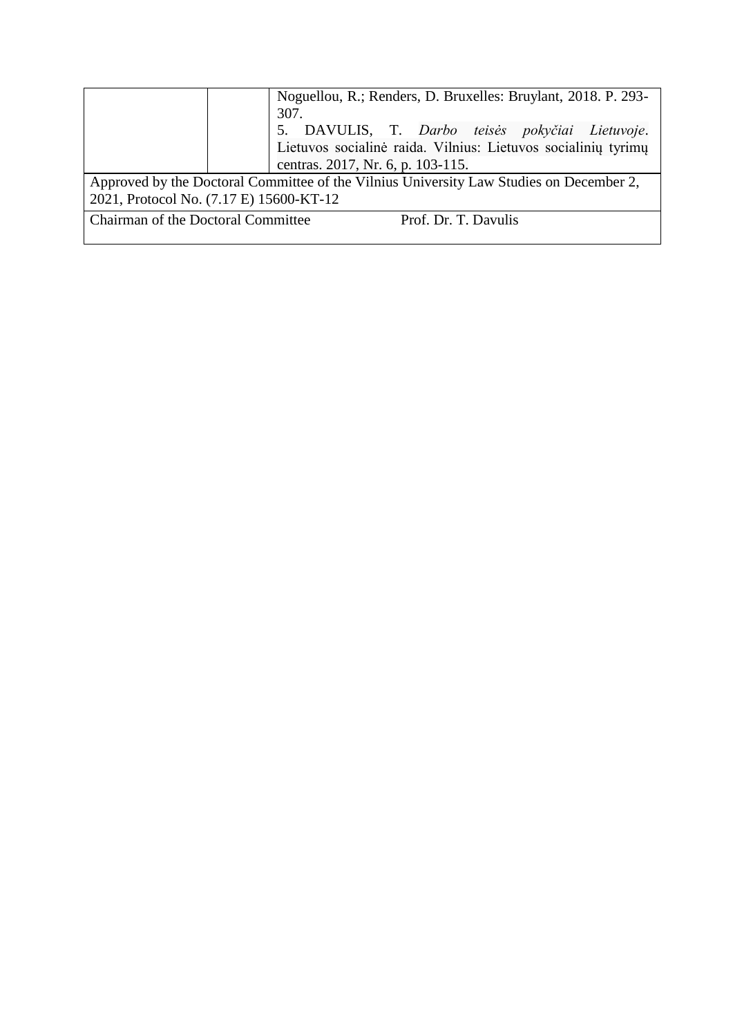| | | |
|---|---|---|
| | | Noguellou, R.; Renders, D. Bruxelles: Bruylant, 2018. P. 293-307.<br>5. DAVULIS, T. *Darbo teisės pokyčiai Lietuvoje*. Lietuvos socialinė raida. Vilnius: Lietuvos socialinių tyrimų centras. 2017, Nr. 6, p. 103-115. |
| Approved by the Doctoral Committee of the Vilnius University Law Studies on December 2, 2021, Protocol No. (7.17 E) 15600-KT-12 | | |
| Chairman of the Doctoral Committee | Prof. Dr. T. Davulis | |